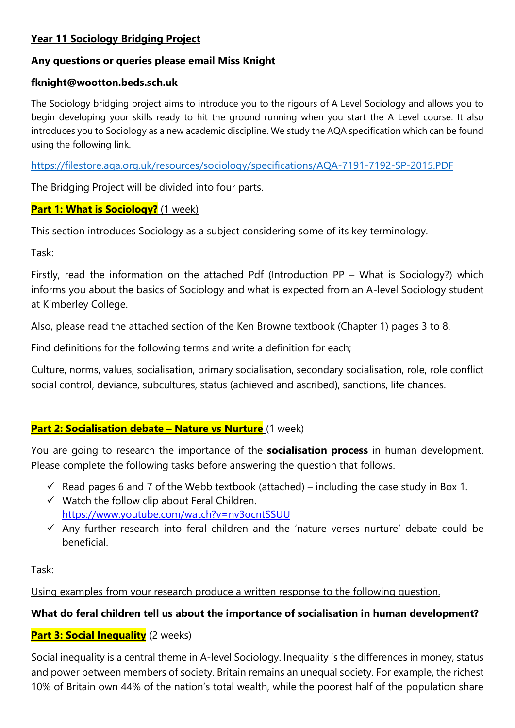# Year 11 Sociology Bridging Project

**Any questions or queries please email Miss Knight**

**fknight@wootton.beds.sch.uk**

The Sociology bridging project aims to introduce you to the rigours of A Level Sociology and allows you to begin developing your skills ready to hit the ground running when you start the A Level course. It also introduces you to Sociology as a new academic discipline. We study the AQA specification which can be found using the following link.

https://filestore.aqa.org.uk/resources/sociology/specifications/AQA-7191-7192-SP-2015.PDF

The Bridging Project will be divided into four parts.

## Part 1: What is Sociology? (1 week)

This section introduces Sociology as a subject considering some of its key terminology.

Task:

Firstly, read the information on the attached Pdf (Introduction PP – What is Sociology?) which informs you about the basics of Sociology and what is expected from an A-level Sociology student at Kimberley College.

Also, please read the attached section of the Ken Browne textbook (Chapter 1) pages 3 to 8.

Find definitions for the following terms and write a definition for each;

Culture, norms, values, socialisation, primary socialisation, secondary socialisation, role, role conflict social control, deviance, subcultures, status (achieved and ascribed), sanctions, life chances.

## Part 2: Socialisation debate – Nature vs Nurture (1 week)

You are going to research the importance of the **socialisation process** in human development. Please complete the following tasks before answering the question that follows.

- ✓ Read pages 6 and 7 of the Webb textbook (attached) – including the case study in Box 1.
- ✓ Watch the follow clip about Feral Children. https://www.youtube.com/watch?v=nv3ocntSSUU
- ✓ Any further research into feral children and the 'nature verses nurture' debate could be beneficial.

Task:

Using examples from your research produce a written response to the following question.

**What do feral children tell us about the importance of socialisation in human development?**

## Part 3: Social Inequality (2 weeks)

Social inequality is a central theme in A-level Sociology. Inequality is the differences in money, status and power between members of society. Britain remains an unequal society. For example, the richest 10% of Britain own 44% of the nation's total wealth, while the poorest half of the population share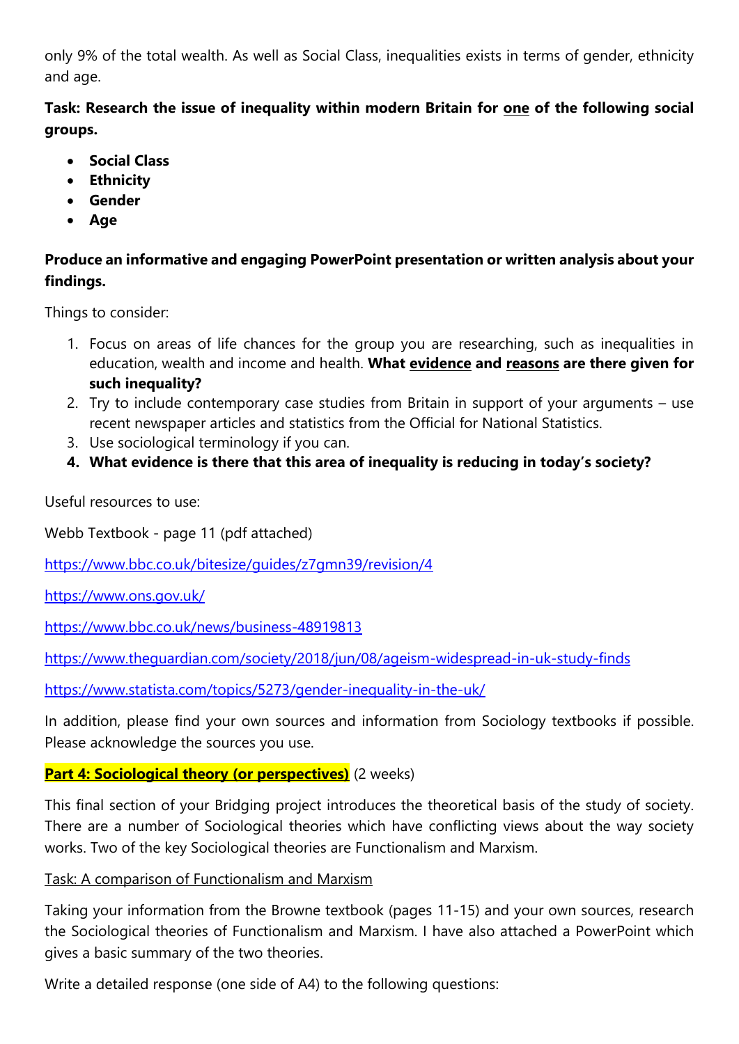only 9% of the total wealth. As well as Social Class, inequalities exists in terms of gender, ethnicity and age.

**Task: Research the issue of inequality within modern Britain for <u>one</u> of the following social groups.**

- **Social Class**
- **Ethnicity**
- **Gender**
- **Age**

**Produce an informative and engaging PowerPoint presentation or written analysis about your findings.**

Things to consider:

1. Focus on areas of life chances for the group you are researching, such as inequalities in education, wealth and income and health. **What <u>evidence</u> and <u>reasons</u> are there given for such inequality?**
2. Try to include contemporary case studies from Britain in support of your arguments – use recent newspaper articles and statistics from the Official for National Statistics.
3. Use sociological terminology if you can.
4. **What evidence is there that this area of inequality is reducing in today's society?**

Useful resources to use:

Webb Textbook - page 11 (pdf attached)

https://www.bbc.co.uk/bitesize/guides/z7gmn39/revision/4

https://www.ons.gov.uk/

https://www.bbc.co.uk/news/business-48919813

https://www.theguardian.com/society/2018/jun/08/ageism-widespread-in-uk-study-finds

https://www.statista.com/topics/5273/gender-inequality-in-the-uk/

In addition, please find your own sources and information from Sociology textbooks if possible. Please acknowledge the sources you use.

**<u>Part 4: Sociological theory (or perspectives)</u>** (2 weeks)

This final section of your Bridging project introduces the theoretical basis of the study of society. There are a number of Sociological theories which have conflicting views about the way society works. Two of the key Sociological theories are Functionalism and Marxism.

<u>Task: A comparison of Functionalism and Marxism</u>

Taking your information from the Browne textbook (pages 11-15) and your own sources, research the Sociological theories of Functionalism and Marxism. I have also attached a PowerPoint which gives a basic summary of the two theories.

Write a detailed response (one side of A4) to the following questions: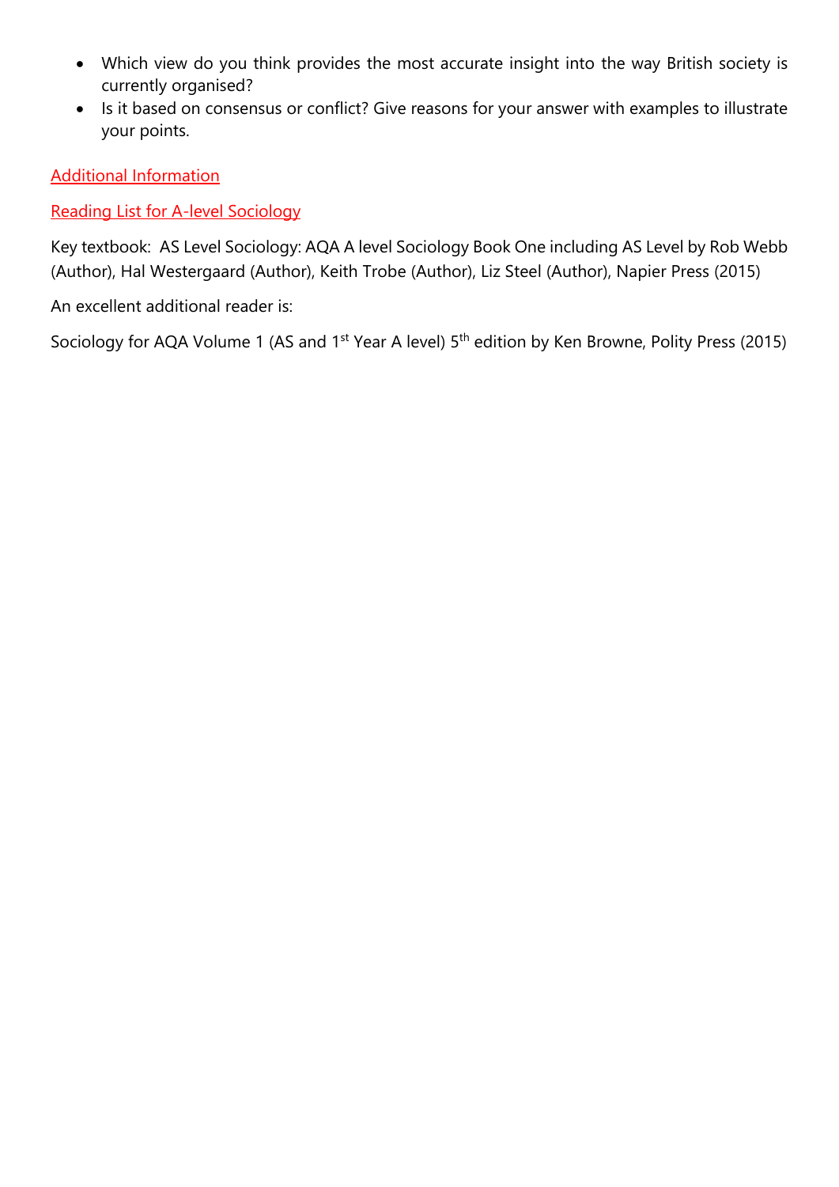- Which view do you think provides the most accurate insight into the way British society is currently organised?
- Is it based on consensus or conflict? Give reasons for your answer with examples to illustrate your points.

Additional Information

Reading List for A-level Sociology

Key textbook: AS Level Sociology: AQA A level Sociology Book One including AS Level by Rob Webb (Author), Hal Westergaard (Author), Keith Trobe (Author), Liz Steel (Author), Napier Press (2015)

An excellent additional reader is:

Sociology for AQA Volume 1 (AS and 1st Year A level) 5th edition by Ken Browne, Polity Press (2015)